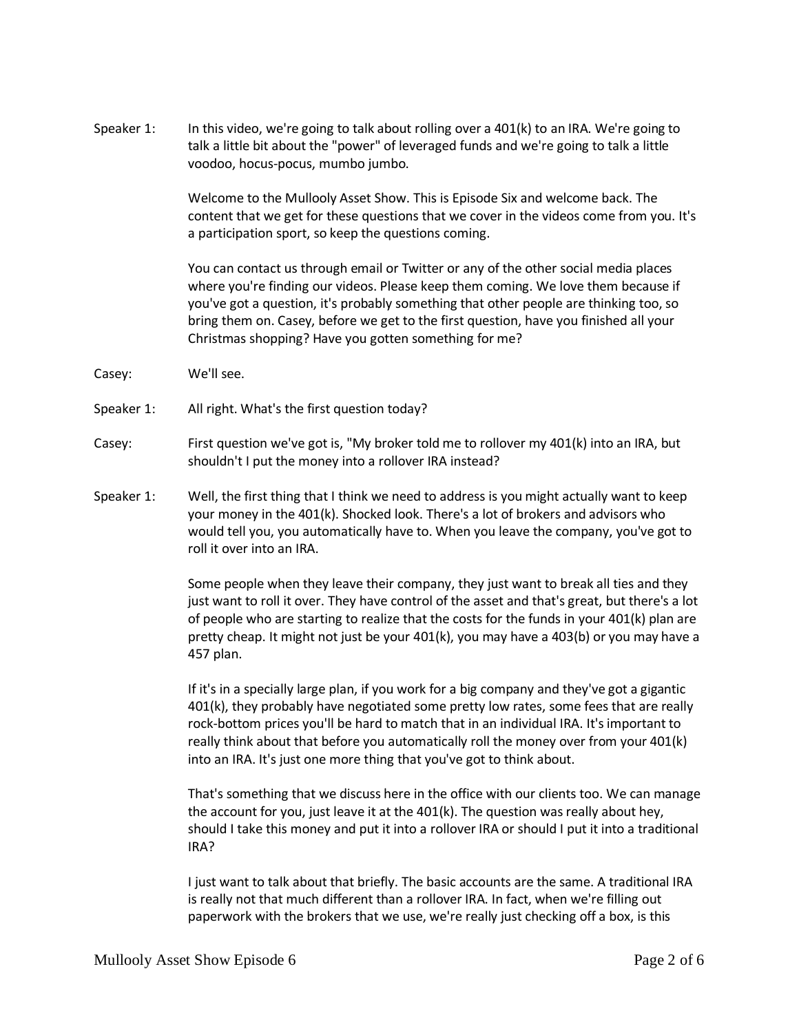Speaker 1: In this video, we're going to talk about rolling over a 401(k) to an IRA. We're going to talk a little bit about the "power" of leveraged funds and we're going to talk a little voodoo, hocus-pocus, mumbo jumbo.

Welcome to the Mullooly Asset Show. This is Episode Six and welcome back. The content that we get for these questions that we cover in the videos come from you. It's a participation sport, so keep the questions coming.

You can contact us through email or Twitter or any of the other social media places where you're finding our videos. Please keep them coming. We love them because if you've got a question, it's probably something that other people are thinking too, so bring them on. Casey, before we get to the first question, have you finished all your Christmas shopping? Have you gotten something for me?

Casey: We'll see.

Speaker 1: All right. What's the first question today?

Casey: First question we've got is, "My broker told me to rollover my 401(k) into an IRA, but shouldn't I put the money into a rollover IRA instead?

Speaker 1: Well, the first thing that I think we need to address is you might actually want to keep your money in the 401(k). Shocked look. There's a lot of brokers and advisors who would tell you, you automatically have to. When you leave the company, you've got to roll it over into an IRA.

Some people when they leave their company, they just want to break all ties and they just want to roll it over. They have control of the asset and that's great, but there's a lot of people who are starting to realize that the costs for the funds in your 401(k) plan are pretty cheap. It might not just be your 401(k), you may have a 403(b) or you may have a 457 plan.

If it's in a specially large plan, if you work for a big company and they've got a gigantic 401(k), they probably have negotiated some pretty low rates, some fees that are really rock-bottom prices you'll be hard to match that in an individual IRA. It's important to really think about that before you automatically roll the money over from your 401(k) into an IRA. It's just one more thing that you've got to think about.

That's something that we discuss here in the office with our clients too. We can manage the account for you, just leave it at the 401(k). The question was really about hey, should I take this money and put it into a rollover IRA or should I put it into a traditional IRA?

I just want to talk about that briefly. The basic accounts are the same. A traditional IRA is really not that much different than a rollover IRA. In fact, when we're filling out paperwork with the brokers that we use, we're really just checking off a box, is this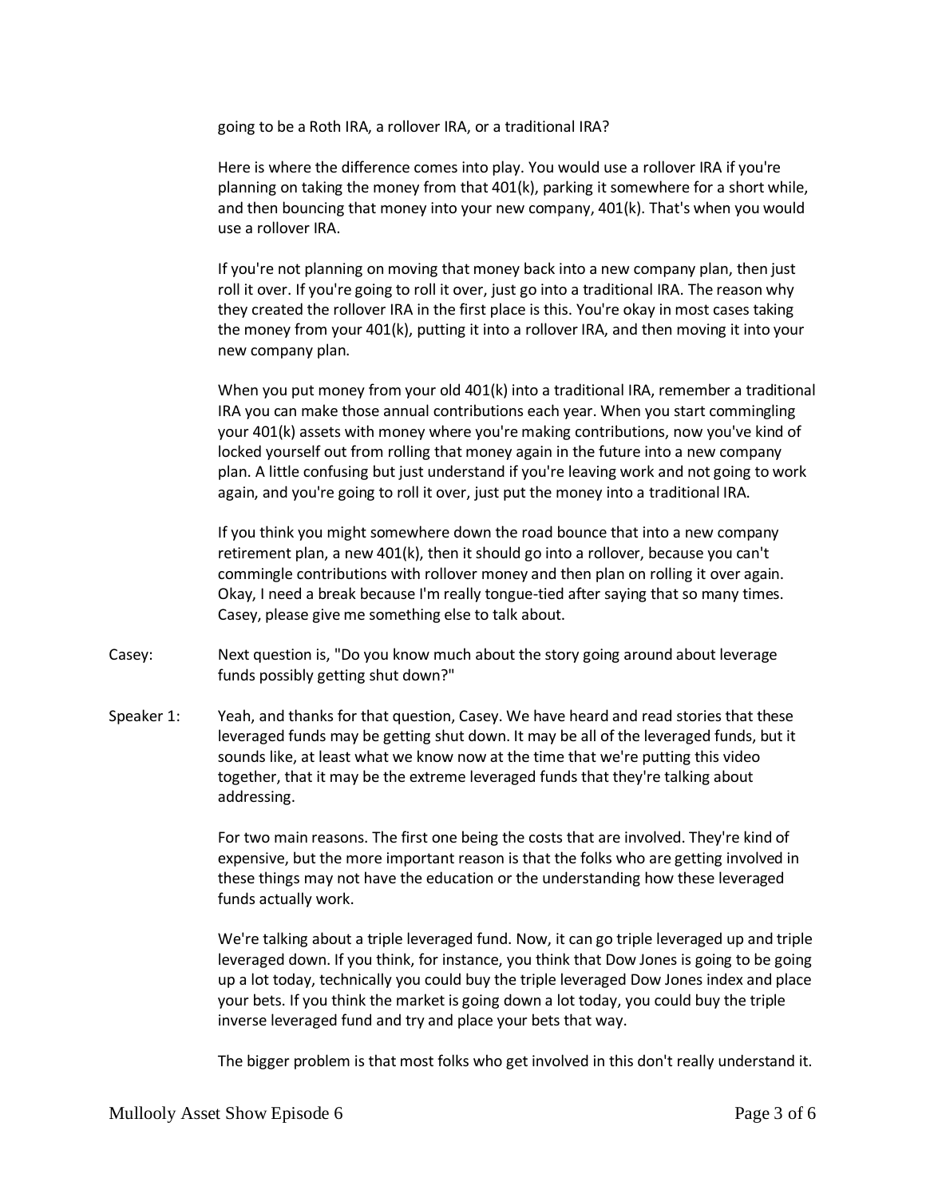going to be a Roth IRA, a rollover IRA, or a traditional IRA?

Here is where the difference comes into play. You would use a rollover IRA if you're planning on taking the money from that 401(k), parking it somewhere for a short while, and then bouncing that money into your new company, 401(k). That's when you would use a rollover IRA.

If you're not planning on moving that money back into a new company plan, then just roll it over. If you're going to roll it over, just go into a traditional IRA. The reason why they created the rollover IRA in the first place is this. You're okay in most cases taking the money from your 401(k), putting it into a rollover IRA, and then moving it into your new company plan.

When you put money from your old 401(k) into a traditional IRA, remember a traditional IRA you can make those annual contributions each year. When you start commingling your 401(k) assets with money where you're making contributions, now you've kind of locked yourself out from rolling that money again in the future into a new company plan. A little confusing but just understand if you're leaving work and not going to work again, and you're going to roll it over, just put the money into a traditional IRA.

If you think you might somewhere down the road bounce that into a new company retirement plan, a new 401(k), then it should go into a rollover, because you can't commingle contributions with rollover money and then plan on rolling it over again. Okay, I need a break because I'm really tongue-tied after saying that so many times. Casey, please give me something else to talk about.

Casey: Next question is, "Do you know much about the story going around about leverage funds possibly getting shut down?"

Speaker 1: Yeah, and thanks for that question, Casey. We have heard and read stories that these leveraged funds may be getting shut down. It may be all of the leveraged funds, but it sounds like, at least what we know now at the time that we're putting this video together, that it may be the extreme leveraged funds that they're talking about addressing.

For two main reasons. The first one being the costs that are involved. They're kind of expensive, but the more important reason is that the folks who are getting involved in these things may not have the education or the understanding how these leveraged funds actually work.

We're talking about a triple leveraged fund. Now, it can go triple leveraged up and triple leveraged down. If you think, for instance, you think that Dow Jones is going to be going up a lot today, technically you could buy the triple leveraged Dow Jones index and place your bets. If you think the market is going down a lot today, you could buy the triple inverse leveraged fund and try and place your bets that way.

The bigger problem is that most folks who get involved in this don't really understand it.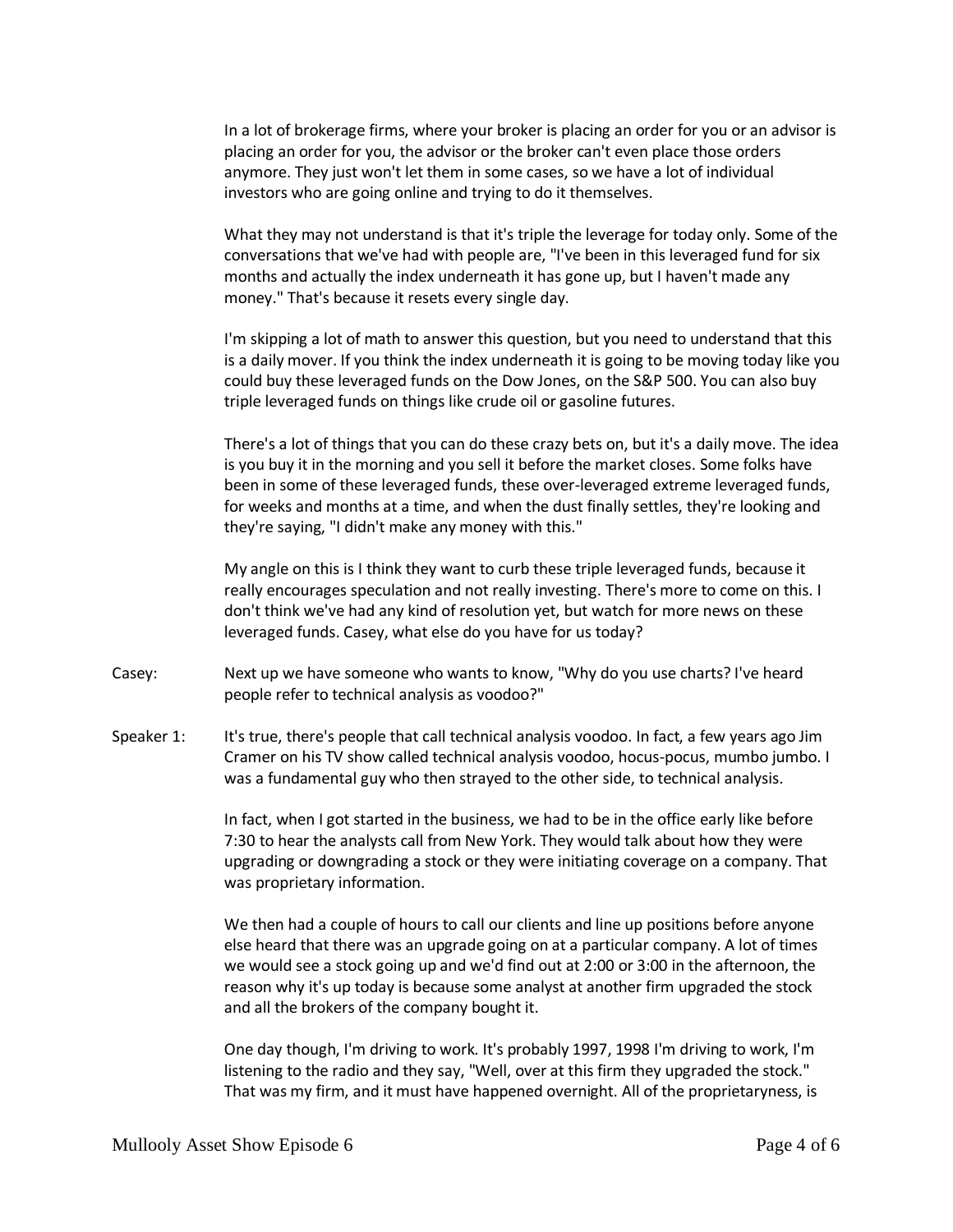In a lot of brokerage firms, where your broker is placing an order for you or an advisor is placing an order for you, the advisor or the broker can't even place those orders anymore. They just won't let them in some cases, so we have a lot of individual investors who are going online and trying to do it themselves.

What they may not understand is that it's triple the leverage for today only. Some of the conversations that we've had with people are, "I've been in this leveraged fund for six months and actually the index underneath it has gone up, but I haven't made any money." That's because it resets every single day.

I'm skipping a lot of math to answer this question, but you need to understand that this is a daily mover. If you think the index underneath it is going to be moving today like you could buy these leveraged funds on the Dow Jones, on the S&P 500. You can also buy triple leveraged funds on things like crude oil or gasoline futures.

There's a lot of things that you can do these crazy bets on, but it's a daily move. The idea is you buy it in the morning and you sell it before the market closes. Some folks have been in some of these leveraged funds, these over-leveraged extreme leveraged funds, for weeks and months at a time, and when the dust finally settles, they're looking and they're saying, "I didn't make any money with this."

My angle on this is I think they want to curb these triple leveraged funds, because it really encourages speculation and not really investing. There's more to come on this. I don't think we've had any kind of resolution yet, but watch for more news on these leveraged funds. Casey, what else do you have for us today?

**Casey:** Next up we have someone who wants to know, "Why do you use charts? I've heard people refer to technical analysis as voodoo?"

**Speaker 1:** It's true, there's people that call technical analysis voodoo. In fact, a few years ago Jim Cramer on his TV show called technical analysis voodoo, hocus-pocus, mumbo jumbo. I was a fundamental guy who then strayed to the other side, to technical analysis.

In fact, when I got started in the business, we had to be in the office early like before 7:30 to hear the analysts call from New York. They would talk about how they were upgrading or downgrading a stock or they were initiating coverage on a company. That was proprietary information.

We then had a couple of hours to call our clients and line up positions before anyone else heard that there was an upgrade going on at a particular company. A lot of times we would see a stock going up and we'd find out at 2:00 or 3:00 in the afternoon, the reason why it's up today is because some analyst at another firm upgraded the stock and all the brokers of the company bought it.

One day though, I'm driving to work. It's probably 1997, 1998 I'm driving to work, I'm listening to the radio and they say, "Well, over at this firm they upgraded the stock." That was my firm, and it must have happened overnight. All of the proprietaryness, is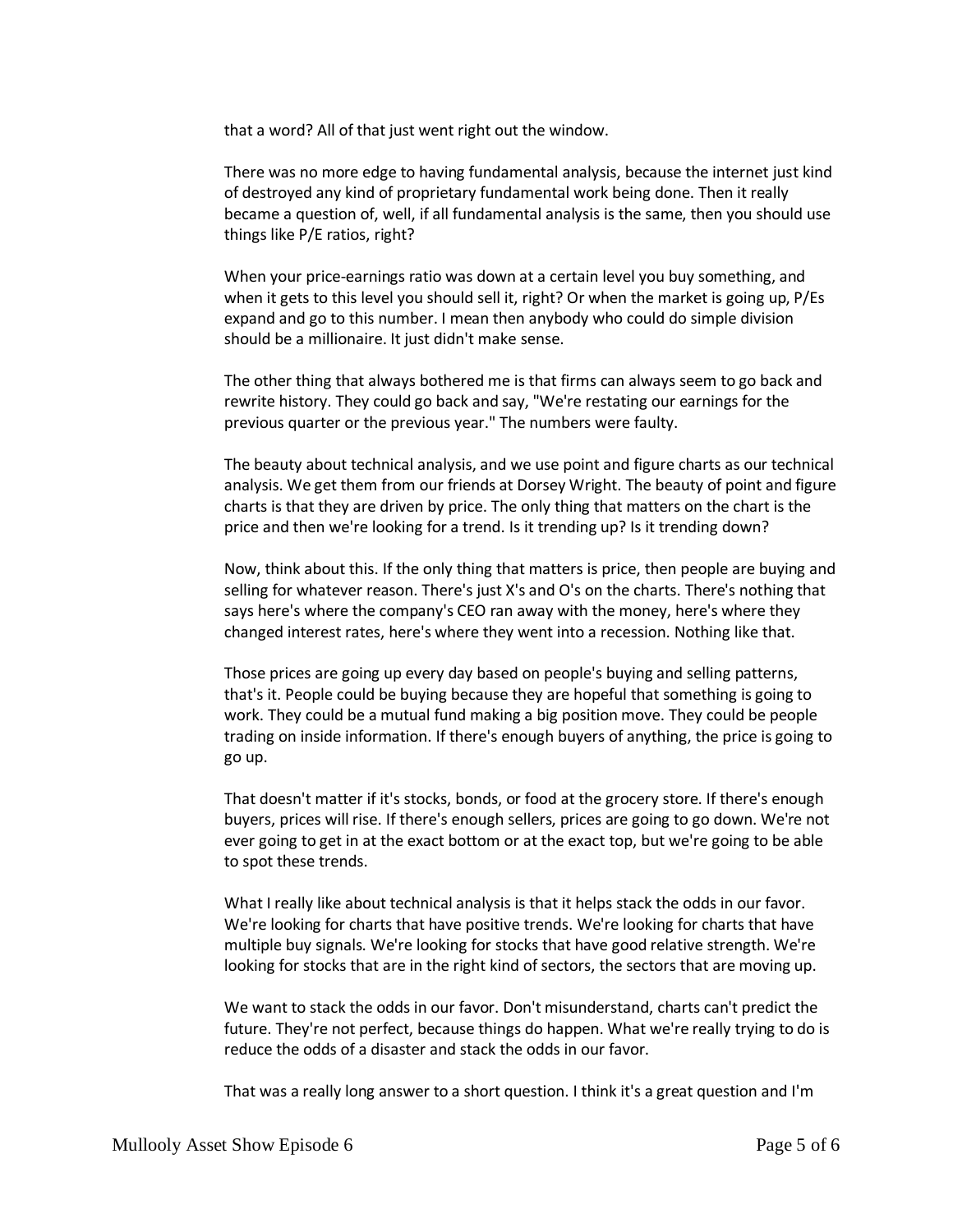that a word? All of that just went right out the window.

There was no more edge to having fundamental analysis, because the internet just kind of destroyed any kind of proprietary fundamental work being done. Then it really became a question of, well, if all fundamental analysis is the same, then you should use things like P/E ratios, right?

When your price-earnings ratio was down at a certain level you buy something, and when it gets to this level you should sell it, right? Or when the market is going up, P/Es expand and go to this number. I mean then anybody who could do simple division should be a millionaire. It just didn't make sense.

The other thing that always bothered me is that firms can always seem to go back and rewrite history. They could go back and say, "We're restating our earnings for the previous quarter or the previous year." The numbers were faulty.

The beauty about technical analysis, and we use point and figure charts as our technical analysis. We get them from our friends at Dorsey Wright. The beauty of point and figure charts is that they are driven by price. The only thing that matters on the chart is the price and then we're looking for a trend. Is it trending up? Is it trending down?

Now, think about this. If the only thing that matters is price, then people are buying and selling for whatever reason. There's just X's and O's on the charts. There's nothing that says here's where the company's CEO ran away with the money, here's where they changed interest rates, here's where they went into a recession. Nothing like that.

Those prices are going up every day based on people's buying and selling patterns, that's it. People could be buying because they are hopeful that something is going to work. They could be a mutual fund making a big position move. They could be people trading on inside information. If there's enough buyers of anything, the price is going to go up.

That doesn't matter if it's stocks, bonds, or food at the grocery store. If there's enough buyers, prices will rise. If there's enough sellers, prices are going to go down. We're not ever going to get in at the exact bottom or at the exact top, but we're going to be able to spot these trends.

What I really like about technical analysis is that it helps stack the odds in our favor. We're looking for charts that have positive trends. We're looking for charts that have multiple buy signals. We're looking for stocks that have good relative strength. We're looking for stocks that are in the right kind of sectors, the sectors that are moving up.

We want to stack the odds in our favor. Don't misunderstand, charts can't predict the future. They're not perfect, because things do happen. What we're really trying to do is reduce the odds of a disaster and stack the odds in our favor.

That was a really long answer to a short question. I think it's a great question and I'm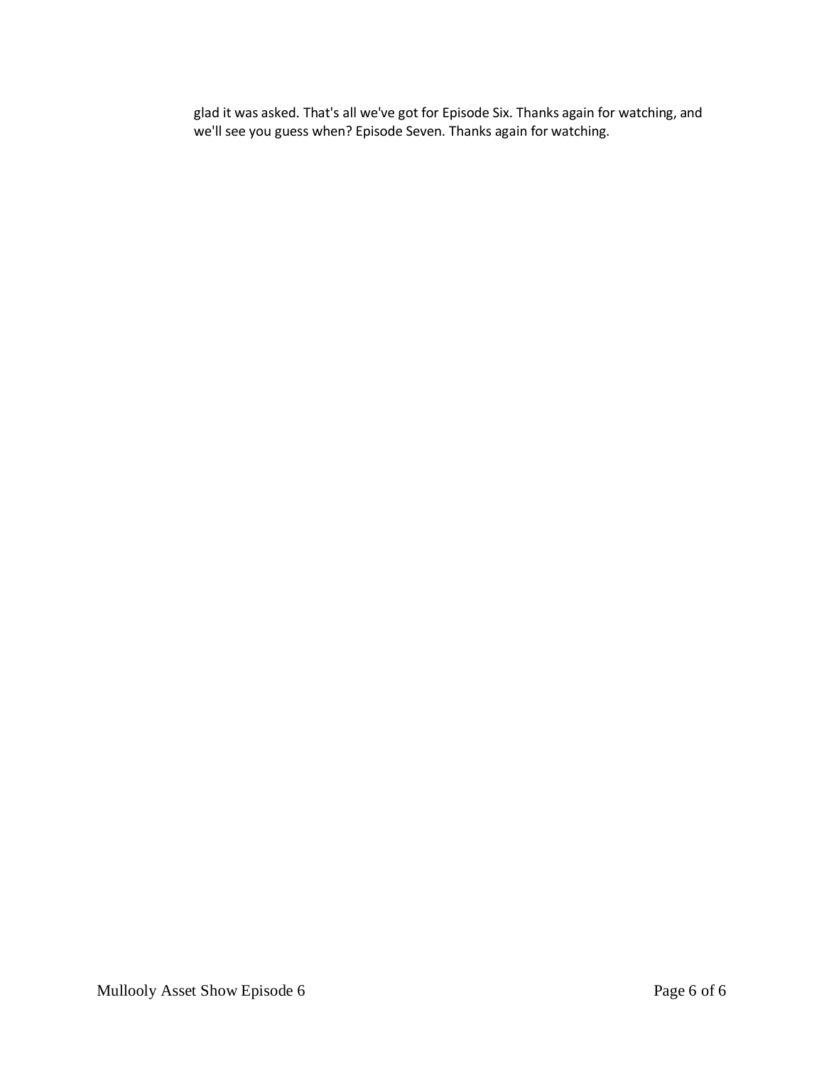glad it was asked. That's all we've got for Episode Six. Thanks again for watching, and we'll see you guess when? Episode Seven. Thanks again for watching.